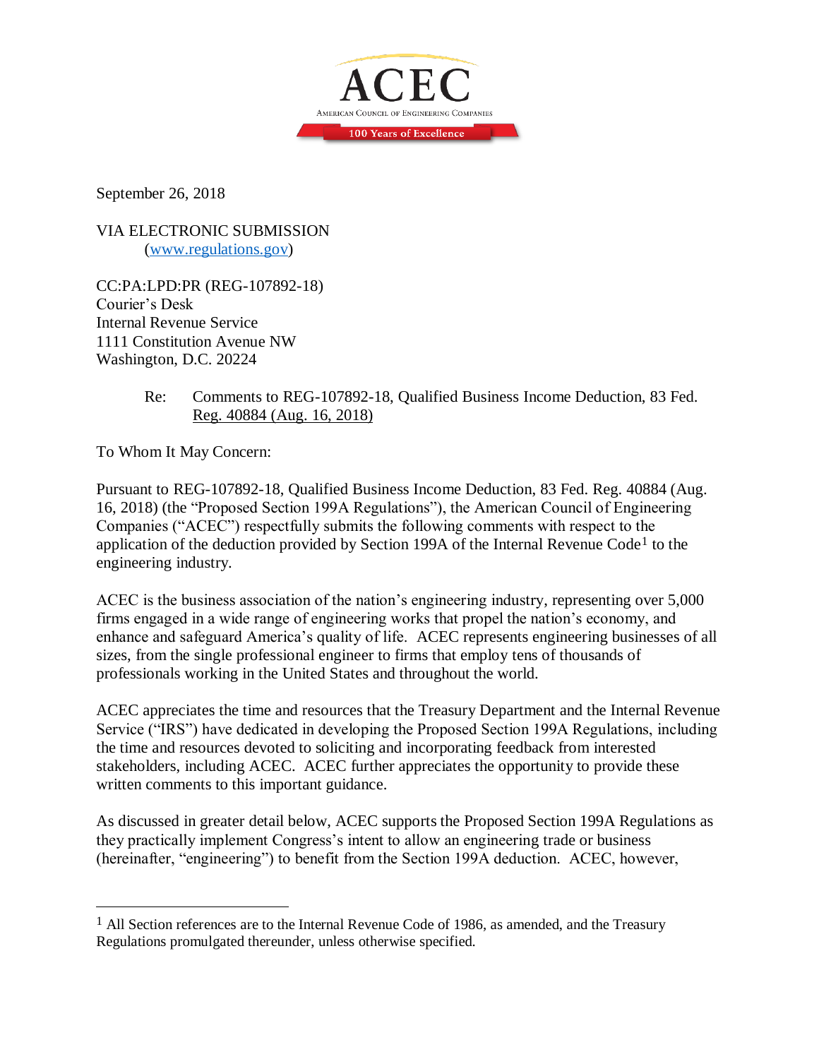ACEC

American Council of Engineering Companies

100 Years of Excellence

September 26, 2018

VIA ELECTRONIC SUBMISSION
(www.regulations.gov)

CC:PA:LPD:PR (REG-107892-18)
Courier's Desk
Internal Revenue Service
1111 Constitution Avenue NW
Washington, D.C. 20224

Re: Comments to REG-107892-18, Qualified Business Income Deduction, 83 Fed. Reg. 40884 (Aug. 16, 2018)

To Whom It May Concern:

Pursuant to REG-107892-18, Qualified Business Income Deduction, 83 Fed. Reg. 40884 (Aug. 16, 2018) (the "Proposed Section 199A Regulations"), the American Council of Engineering Companies ("ACEC") respectfully submits the following comments with respect to the application of the deduction provided by Section 199A of the Internal Revenue Code[1] to the engineering industry.

ACEC is the business association of the nation's engineering industry, representing over 5,000 firms engaged in a wide range of engineering works that propel the nation's economy, and enhance and safeguard America's quality of life. ACEC represents engineering businesses of all sizes, from the single professional engineer to firms that employ tens of thousands of professionals working in the United States and throughout the world.

ACEC appreciates the time and resources that the Treasury Department and the Internal Revenue Service ("IRS") have dedicated in developing the Proposed Section 199A Regulations, including the time and resources devoted to soliciting and incorporating feedback from interested stakeholders, including ACEC. ACEC further appreciates the opportunity to provide these written comments to this important guidance.

As discussed in greater detail below, ACEC supports the Proposed Section 199A Regulations as they practically implement Congress's intent to allow an engineering trade or business (hereinafter, "engineering") to benefit from the Section 199A deduction. ACEC, however,

[1] All Section references are to the Internal Revenue Code of 1986, as amended, and the Treasury Regulations promulgated thereunder, unless otherwise specified.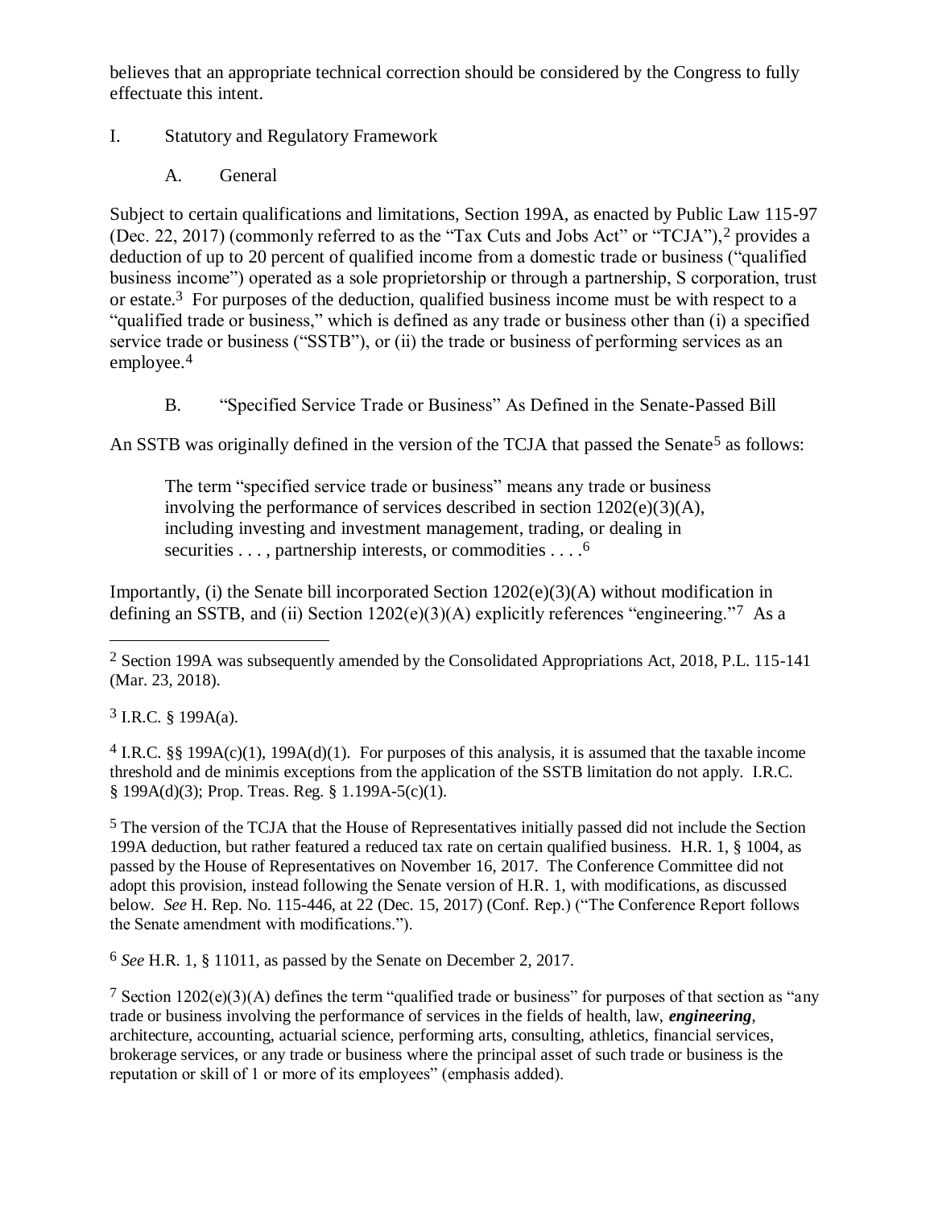believes that an appropriate technical correction should be considered by the Congress to fully effectuate this intent.

## I. Statutory and Regulatory Framework

### A. General

Subject to certain qualifications and limitations, Section 199A, as enacted by Public Law 115-97 (Dec. 22, 2017) (commonly referred to as the "Tax Cuts and Jobs Act" or "TCJA"),[2] provides a deduction of up to 20 percent of qualified income from a domestic trade or business ("qualified business income") operated as a sole proprietorship or through a partnership, S corporation, trust or estate.[3] For purposes of the deduction, qualified business income must be with respect to a "qualified trade or business," which is defined as any trade or business other than (i) a specified service trade or business ("SSTB"), or (ii) the trade or business of performing services as an employee.[4]

### B. "Specified Service Trade or Business" As Defined in the Senate-Passed Bill

An SSTB was originally defined in the version of the TCJA that passed the Senate[5] as follows:

> The term "specified service trade or business" means any trade or business involving the performance of services described in section 1202(e)(3)(A), including investing and investment management, trading, or dealing in securities . . . , partnership interests, or commodities . . . .[6]

Importantly, (i) the Senate bill incorporated Section 1202(e)(3)(A) without modification in defining an SSTB, and (ii) Section 1202(e)(3)(A) explicitly references "engineering."[7] As a

---

[2] Section 199A was subsequently amended by the Consolidated Appropriations Act, 2018, P.L. 115-141 (Mar. 23, 2018).

[3] I.R.C. § 199A(a).

[4] I.R.C. §§ 199A(c)(1), 199A(d)(1). For purposes of this analysis, it is assumed that the taxable income threshold and de minimis exceptions from the application of the SSTB limitation do not apply. I.R.C. § 199A(d)(3); Prop. Treas. Reg. § 1.199A-5(c)(1).

[5] The version of the TCJA that the House of Representatives initially passed did not include the Section 199A deduction, but rather featured a reduced tax rate on certain qualified business. H.R. 1, § 1004, as passed by the House of Representatives on November 16, 2017. The Conference Committee did not adopt this provision, instead following the Senate version of H.R. 1, with modifications, as discussed below. *See* H. Rep. No. 115-446, at 22 (Dec. 15, 2017) (Conf. Rep.) ("The Conference Report follows the Senate amendment with modifications.").

[6] *See* H.R. 1, § 11011, as passed by the Senate on December 2, 2017.

[7] Section 1202(e)(3)(A) defines the term "qualified trade or business" for purposes of that section as "any trade or business involving the performance of services in the fields of health, law, ***engineering***, architecture, accounting, actuarial science, performing arts, consulting, athletics, financial services, brokerage services, or any trade or business where the principal asset of such trade or business is the reputation or skill of 1 or more of its employees" (emphasis added).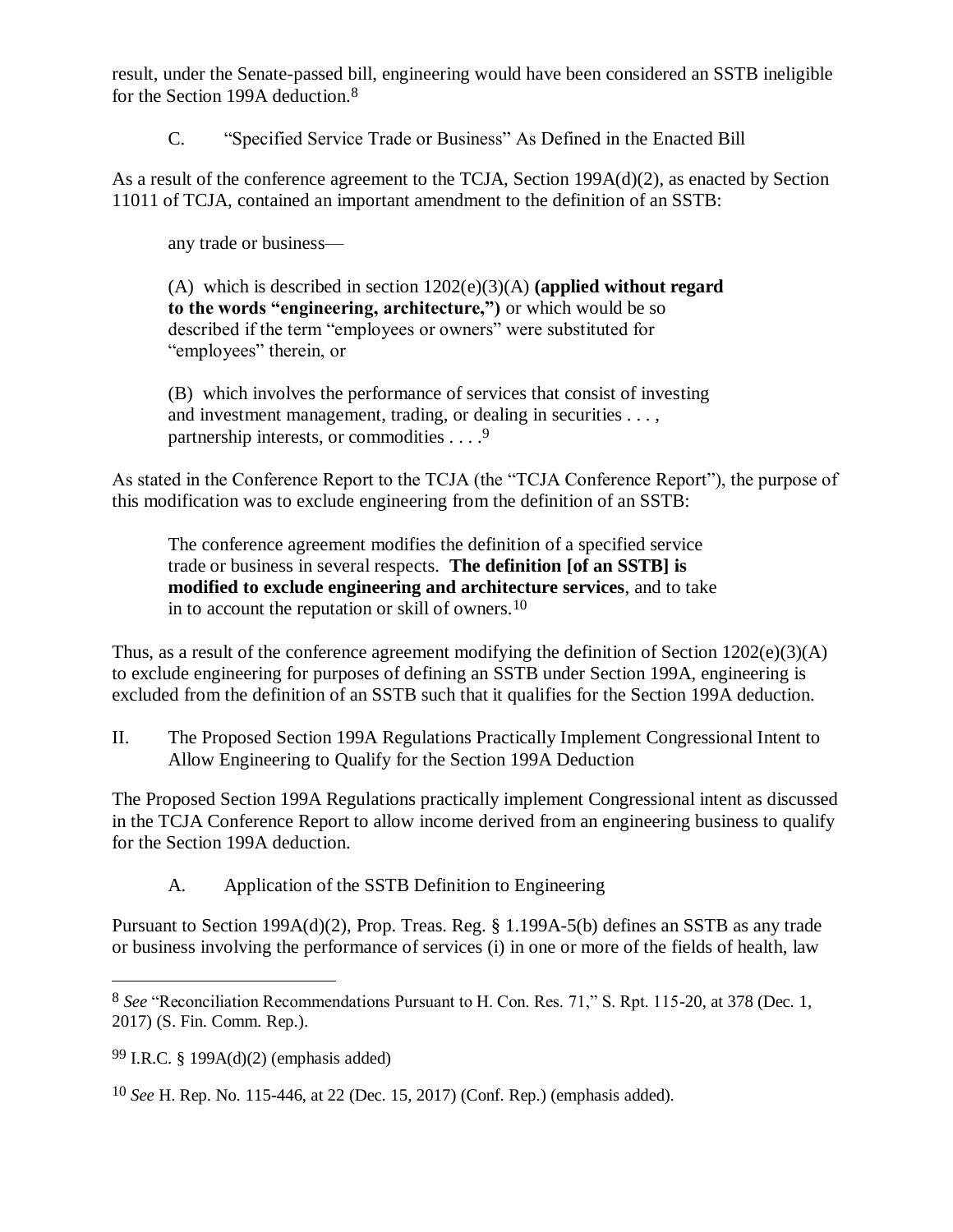result, under the Senate-passed bill, engineering would have been considered an SSTB ineligible for the Section 199A deduction.[8]

### C. "Specified Service Trade or Business" As Defined in the Enacted Bill

As a result of the conference agreement to the TCJA, Section 199A(d)(2), as enacted by Section 11011 of TCJA, contained an important amendment to the definition of an SSTB:

> any trade or business—
>
> (A) which is described in section 1202(e)(3)(A) **(applied without regard to the words "engineering, architecture,")** or which would be so described if the term "employees or owners" were substituted for "employees" therein, or
>
> (B) which involves the performance of services that consist of investing and investment management, trading, or dealing in securities . . . , partnership interests, or commodities . . . .[9]

As stated in the Conference Report to the TCJA (the "TCJA Conference Report"), the purpose of this modification was to exclude engineering from the definition of an SSTB:

> The conference agreement modifies the definition of a specified service trade or business in several respects. **The definition [of an SSTB] is modified to exclude engineering and architecture services**, and to take in to account the reputation or skill of owners.[10]

Thus, as a result of the conference agreement modifying the definition of Section 1202(e)(3)(A) to exclude engineering for purposes of defining an SSTB under Section 199A, engineering is excluded from the definition of an SSTB such that it qualifies for the Section 199A deduction.

## II. The Proposed Section 199A Regulations Practically Implement Congressional Intent to Allow Engineering to Qualify for the Section 199A Deduction

The Proposed Section 199A Regulations practically implement Congressional intent as discussed in the TCJA Conference Report to allow income derived from an engineering business to qualify for the Section 199A deduction.

### A. Application of the SSTB Definition to Engineering

Pursuant to Section 199A(d)(2), Prop. Treas. Reg. § 1.199A-5(b) defines an SSTB as any trade or business involving the performance of services (i) in one or more of the fields of health, law

---

[8] *See* "Reconciliation Recommendations Pursuant to H. Con. Res. 71," S. Rpt. 115-20, at 378 (Dec. 1, 2017) (S. Fin. Comm. Rep.).

[9] I.R.C. § 199A(d)(2) (emphasis added)

[10] *See* H. Rep. No. 115-446, at 22 (Dec. 15, 2017) (Conf. Rep.) (emphasis added).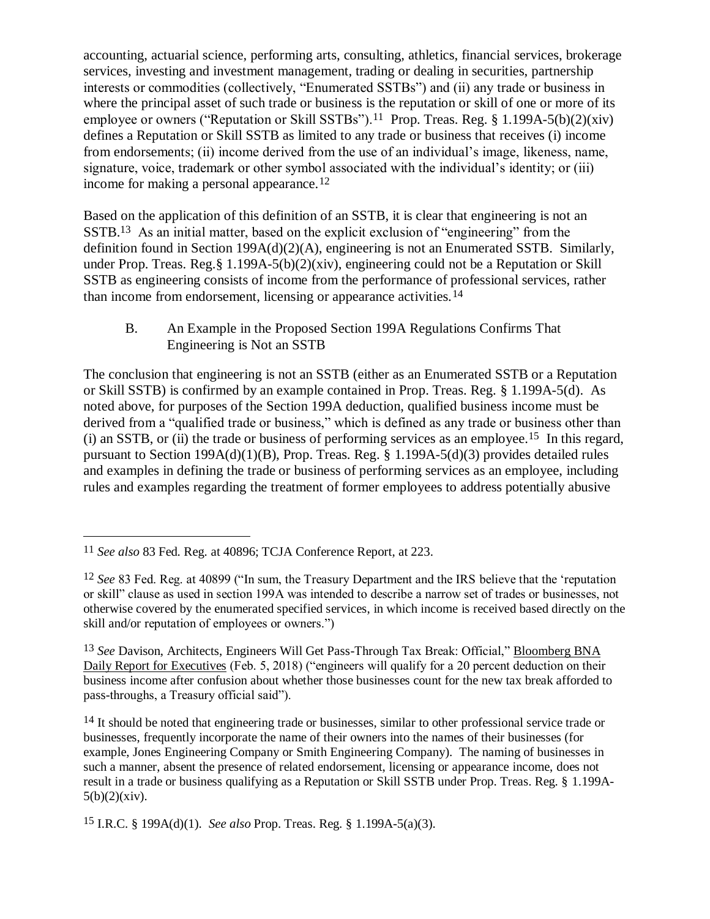accounting, actuarial science, performing arts, consulting, athletics, financial services, brokerage services, investing and investment management, trading or dealing in securities, partnership interests or commodities (collectively, "Enumerated SSTBs") and (ii) any trade or business in where the principal asset of such trade or business is the reputation or skill of one or more of its employee or owners ("Reputation or Skill SSTBs").[11] Prop. Treas. Reg. § 1.199A-5(b)(2)(xiv) defines a Reputation or Skill SSTB as limited to any trade or business that receives (i) income from endorsements; (ii) income derived from the use of an individual's image, likeness, name, signature, voice, trademark or other symbol associated with the individual's identity; or (iii) income for making a personal appearance.[12]

Based on the application of this definition of an SSTB, it is clear that engineering is not an SSTB.[13] As an initial matter, based on the explicit exclusion of "engineering" from the definition found in Section 199A(d)(2)(A), engineering is not an Enumerated SSTB. Similarly, under Prop. Treas. Reg.§ 1.199A-5(b)(2)(xiv), engineering could not be a Reputation or Skill SSTB as engineering consists of income from the performance of professional services, rather than income from endorsement, licensing or appearance activities.[14]

### B. An Example in the Proposed Section 199A Regulations Confirms That Engineering is Not an SSTB

The conclusion that engineering is not an SSTB (either as an Enumerated SSTB or a Reputation or Skill SSTB) is confirmed by an example contained in Prop. Treas. Reg. § 1.199A-5(d). As noted above, for purposes of the Section 199A deduction, qualified business income must be derived from a "qualified trade or business," which is defined as any trade or business other than (i) an SSTB, or (ii) the trade or business of performing services as an employee.[15] In this regard, pursuant to Section 199A(d)(1)(B), Prop. Treas. Reg. § 1.199A-5(d)(3) provides detailed rules and examples in defining the trade or business of performing services as an employee, including rules and examples regarding the treatment of former employees to address potentially abusive

---

[11] *See also* 83 Fed. Reg. at 40896; TCJA Conference Report, at 223.

[12] *See* 83 Fed. Reg. at 40899 ("In sum, the Treasury Department and the IRS believe that the 'reputation or skill" clause as used in section 199A was intended to describe a narrow set of trades or businesses, not otherwise covered by the enumerated specified services, in which income is received based directly on the skill and/or reputation of employees or owners.")

[13] *See* Davison, Architects, Engineers Will Get Pass-Through Tax Break: Official," Bloomberg BNA Daily Report for Executives (Feb. 5, 2018) ("engineers will qualify for a 20 percent deduction on their business income after confusion about whether those businesses count for the new tax break afforded to pass-throughs, a Treasury official said").

[14] It should be noted that engineering trade or businesses, similar to other professional service trade or businesses, frequently incorporate the name of their owners into the names of their businesses (for example, Jones Engineering Company or Smith Engineering Company). The naming of businesses in such a manner, absent the presence of related endorsement, licensing or appearance income, does not result in a trade or business qualifying as a Reputation or Skill SSTB under Prop. Treas. Reg. § 1.199A-5(b)(2)(xiv).

[15] I.R.C. § 199A(d)(1). *See also* Prop. Treas. Reg. § 1.199A-5(a)(3).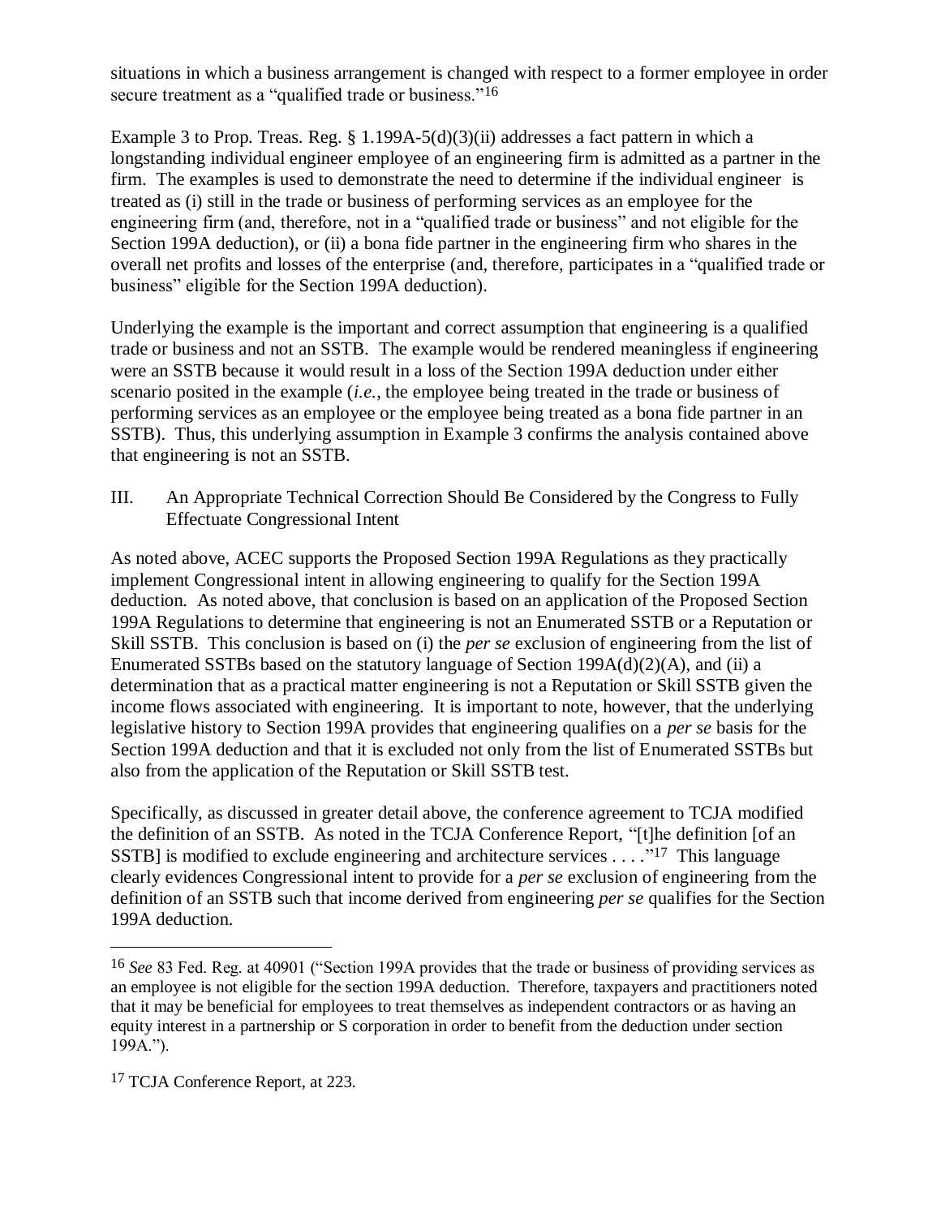situations in which a business arrangement is changed with respect to a former employee in order secure treatment as a "qualified trade or business."[16]

Example 3 to Prop. Treas. Reg. § 1.199A-5(d)(3)(ii) addresses a fact pattern in which a longstanding individual engineer employee of an engineering firm is admitted as a partner in the firm. The examples is used to demonstrate the need to determine if the individual engineer is treated as (i) still in the trade or business of performing services as an employee for the engineering firm (and, therefore, not in a "qualified trade or business" and not eligible for the Section 199A deduction), or (ii) a bona fide partner in the engineering firm who shares in the overall net profits and losses of the enterprise (and, therefore, participates in a "qualified trade or business" eligible for the Section 199A deduction).

Underlying the example is the important and correct assumption that engineering is a qualified trade or business and not an SSTB. The example would be rendered meaningless if engineering were an SSTB because it would result in a loss of the Section 199A deduction under either scenario posited in the example (*i.e.*, the employee being treated in the trade or business of performing services as an employee or the employee being treated as a bona fide partner in an SSTB). Thus, this underlying assumption in Example 3 confirms the analysis contained above that engineering is not an SSTB.

III. An Appropriate Technical Correction Should Be Considered by the Congress to Fully Effectuate Congressional Intent

As noted above, ACEC supports the Proposed Section 199A Regulations as they practically implement Congressional intent in allowing engineering to qualify for the Section 199A deduction. As noted above, that conclusion is based on an application of the Proposed Section 199A Regulations to determine that engineering is not an Enumerated SSTB or a Reputation or Skill SSTB. This conclusion is based on (i) the *per se* exclusion of engineering from the list of Enumerated SSTBs based on the statutory language of Section 199A(d)(2)(A), and (ii) a determination that as a practical matter engineering is not a Reputation or Skill SSTB given the income flows associated with engineering. It is important to note, however, that the underlying legislative history to Section 199A provides that engineering qualifies on a *per se* basis for the Section 199A deduction and that it is excluded not only from the list of Enumerated SSTBs but also from the application of the Reputation or Skill SSTB test.

Specifically, as discussed in greater detail above, the conference agreement to TCJA modified the definition of an SSTB. As noted in the TCJA Conference Report, "[t]he definition [of an SSTB] is modified to exclude engineering and architecture services . . . ."[17] This language clearly evidences Congressional intent to provide for a *per se* exclusion of engineering from the definition of an SSTB such that income derived from engineering *per se* qualifies for the Section 199A deduction.

---

[16] *See* 83 Fed. Reg. at 40901 ("Section 199A provides that the trade or business of providing services as an employee is not eligible for the section 199A deduction. Therefore, taxpayers and practitioners noted that it may be beneficial for employees to treat themselves as independent contractors or as having an equity interest in a partnership or S corporation in order to benefit from the deduction under section 199A.").

[17] TCJA Conference Report, at 223.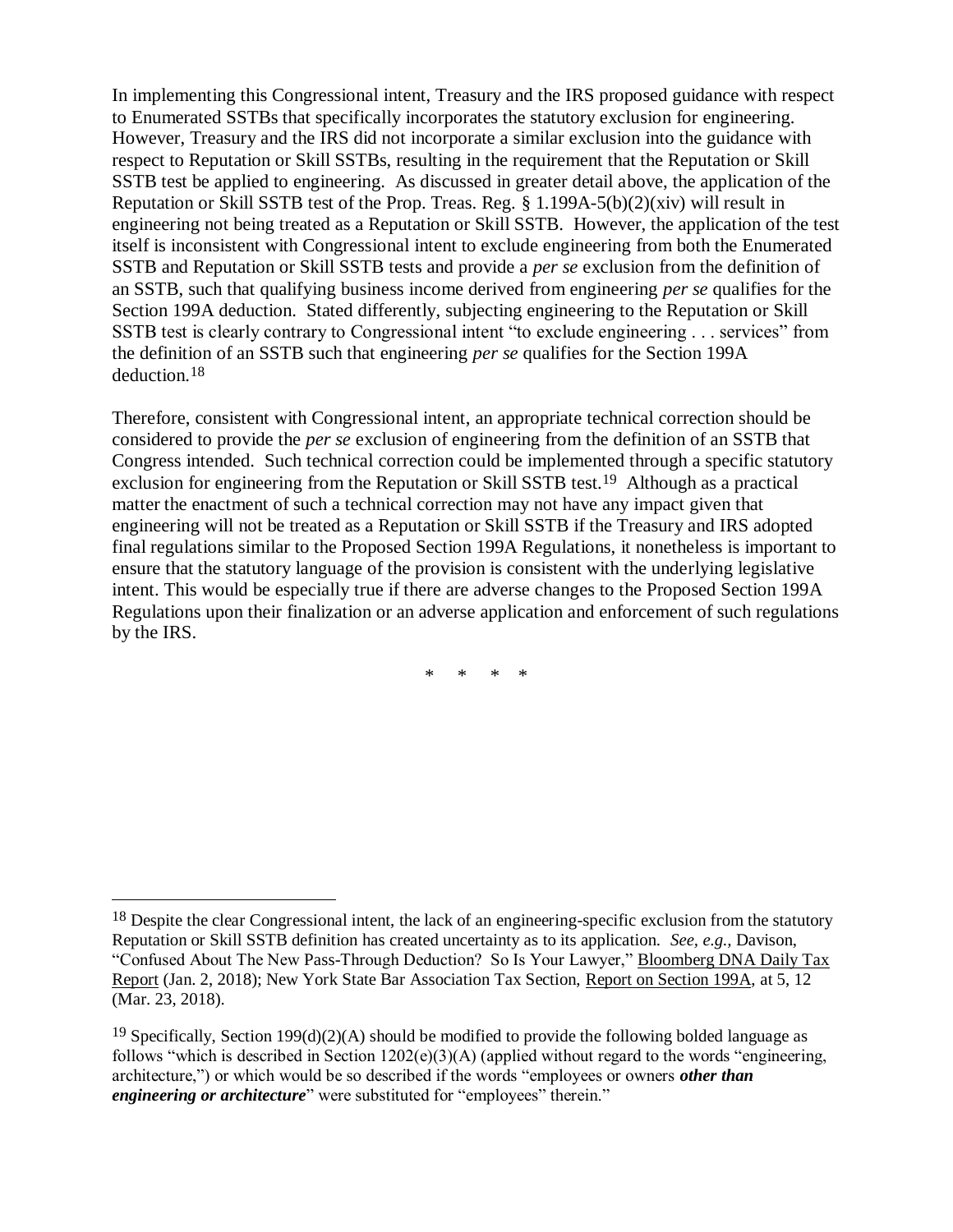In implementing this Congressional intent, Treasury and the IRS proposed guidance with respect to Enumerated SSTBs that specifically incorporates the statutory exclusion for engineering. However, Treasury and the IRS did not incorporate a similar exclusion into the guidance with respect to Reputation or Skill SSTBs, resulting in the requirement that the Reputation or Skill SSTB test be applied to engineering. As discussed in greater detail above, the application of the Reputation or Skill SSTB test of the Prop. Treas. Reg. § 1.199A-5(b)(2)(xiv) will result in engineering not being treated as a Reputation or Skill SSTB. However, the application of the test itself is inconsistent with Congressional intent to exclude engineering from both the Enumerated SSTB and Reputation or Skill SSTB tests and provide a *per se* exclusion from the definition of an SSTB, such that qualifying business income derived from engineering *per se* qualifies for the Section 199A deduction. Stated differently, subjecting engineering to the Reputation or Skill SSTB test is clearly contrary to Congressional intent "to exclude engineering . . . services" from the definition of an SSTB such that engineering *per se* qualifies for the Section 199A deduction.[18]

Therefore, consistent with Congressional intent, an appropriate technical correction should be considered to provide the *per se* exclusion of engineering from the definition of an SSTB that Congress intended. Such technical correction could be implemented through a specific statutory exclusion for engineering from the Reputation or Skill SSTB test.[19] Although as a practical matter the enactment of such a technical correction may not have any impact given that engineering will not be treated as a Reputation or Skill SSTB if the Treasury and IRS adopted final regulations similar to the Proposed Section 199A Regulations, it nonetheless is important to ensure that the statutory language of the provision is consistent with the underlying legislative intent. This would be especially true if there are adverse changes to the Proposed Section 199A Regulations upon their finalization or an adverse application and enforcement of such regulations by the IRS.

\* \* \* \*

---

[18] Despite the clear Congressional intent, the lack of an engineering-specific exclusion from the statutory Reputation or Skill SSTB definition has created uncertainty as to its application. *See, e.g.,* Davison, "Confused About The New Pass-Through Deduction? So Is Your Lawyer," Bloomberg DNA Daily Tax Report (Jan. 2, 2018); New York State Bar Association Tax Section, Report on Section 199A, at 5, 12 (Mar. 23, 2018).

[19] Specifically, Section 199(d)(2)(A) should be modified to provide the following bolded language as follows "which is described in Section 1202(e)(3)(A) (applied without regard to the words "engineering, architecture,") or which would be so described if the words "employees or owners ***other than engineering or architecture***" were substituted for "employees" therein."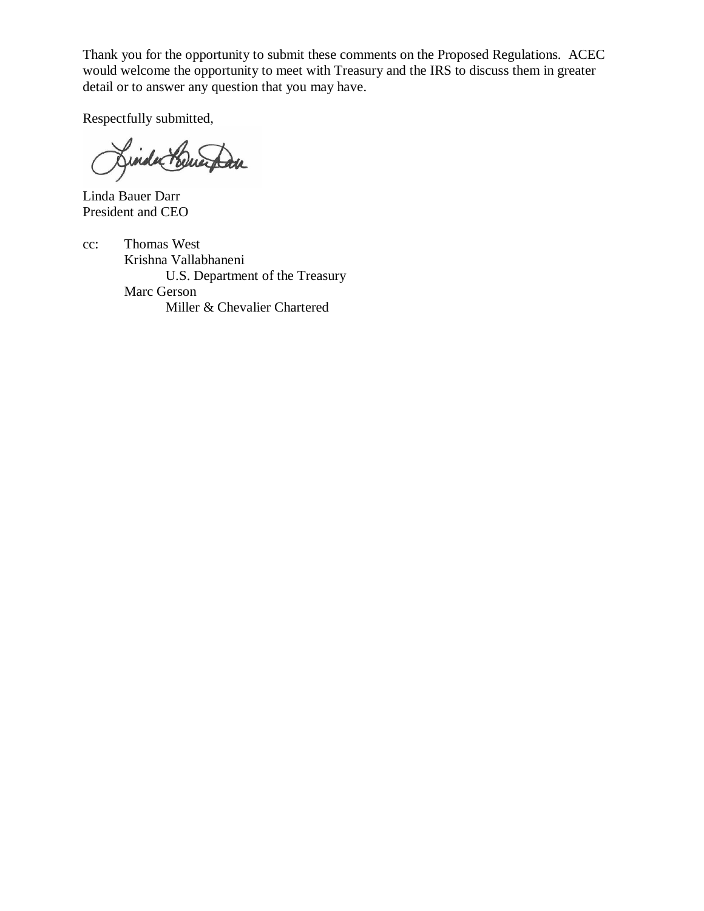Thank you for the opportunity to submit these comments on the Proposed Regulations. ACEC would welcome the opportunity to meet with Treasury and the IRS to discuss them in greater detail or to answer any question that you may have.

Respectfully submitted,

Linda Bauer Darr
President and CEO

cc: Thomas West
Krishna Vallabhaneni
U.S. Department of the Treasury
Marc Gerson
Miller & Chevalier Chartered